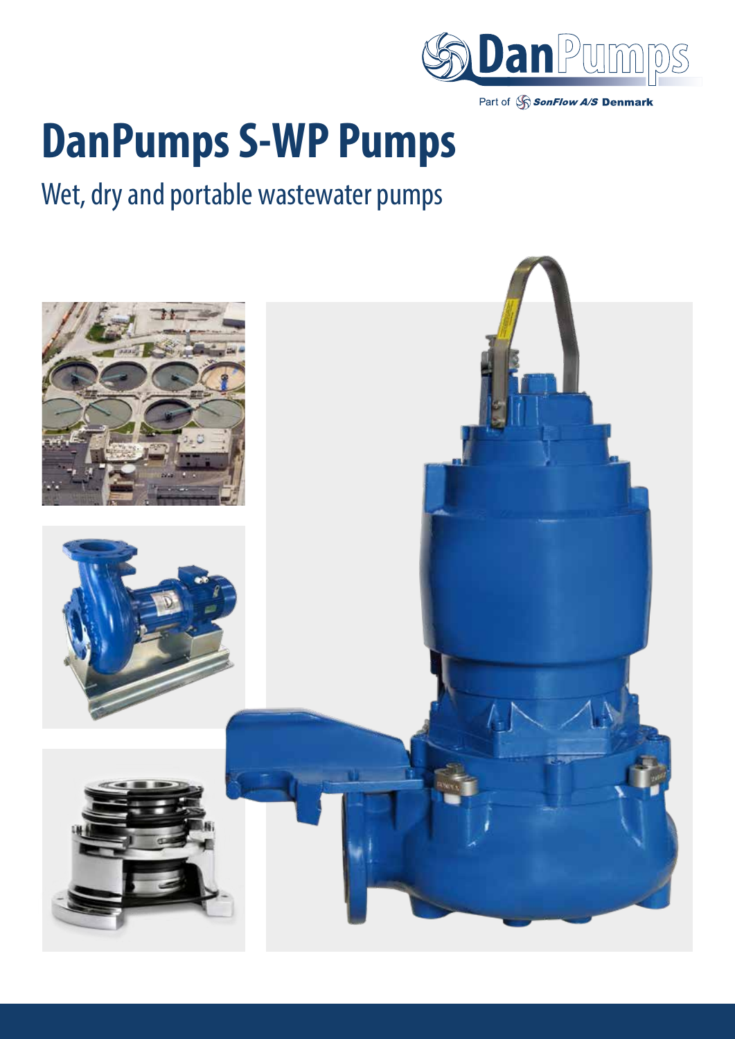DanPumps

Part of SonFlow A/S Denmark

# DanPumps S-WP Pumps

## Wet, dry and portable wastewater pumps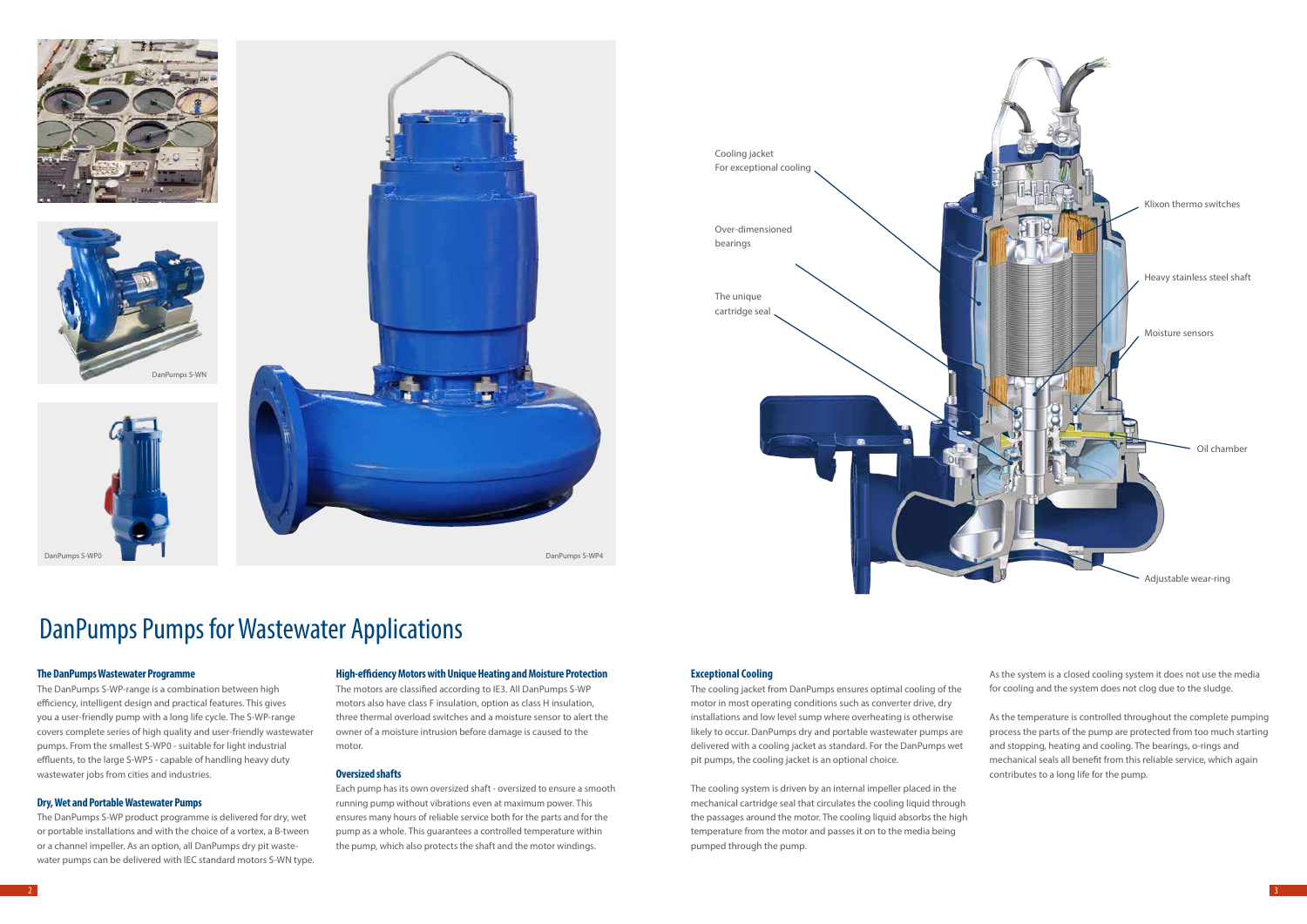DanPumps S-WN

DanPumps S-WP0

DanPumps S-WP4

Cooling jacket
For exceptional cooling

Over-dimensioned bearings

The unique cartridge seal

Klixon thermo switches

Heavy stainless steel shaft

Moisture sensors

Oil chamber

Adjustable wear-ring

# DanPumps Pumps for Wastewater Applications

### The DanPumps Wastewater Programme

The DanPumps S-WP-range is a combination between high efficiency, intelligent design and practical features. This gives you a user-friendly pump with a long life cycle. The S-WP-range covers complete series of high quality and user-friendly wastewater pumps. From the smallest S-WP0 - suitable for light industrial effluents, to the large S-WP5 - capable of handling heavy duty wastewater jobs from cities and industries.

### Dry, Wet and Portable Wastewater Pumps

The DanPumps S-WP product programme is delivered for dry, wet or portable installations and with the choice of a vortex, a B-tween or a channel impeller. As an option, all DanPumps dry pit wastewater pumps can be delivered with IEC standard motors S-WN type.

### High-efficiency Motors with Unique Heating and Moisture Protection

The motors are classified according to IE3. All DanPumps S-WP motors also have class F insulation, option as class H insulation, three thermal overload switches and a moisture sensor to alert the owner of a moisture intrusion before damage is caused to the motor.

### Oversized shafts

Each pump has its own oversized shaft - oversized to ensure a smooth running pump without vibrations even at maximum power. This ensures many hours of reliable service both for the parts and for the pump as a whole. This guarantees a controlled temperature within the pump, which also protects the shaft and the motor windings.

### Exceptional Cooling

The cooling jacket from DanPumps ensures optimal cooling of the motor in most operating conditions such as converter drive, dry installations and low level sump where overheating is otherwise likely to occur. DanPumps dry and portable wastewater pumps are delivered with a cooling jacket as standard. For the DanPumps wet pit pumps, the cooling jacket is an optional choice.

The cooling system is driven by an internal impeller placed in the mechanical cartridge seal that circulates the cooling liquid through the passages around the motor. The cooling liquid absorbs the high temperature from the motor and passes it on to the media being pumped through the pump.

As the system is a closed cooling system it does not use the media for cooling and the system does not clog due to the sludge.

As the temperature is controlled throughout the complete pumping process the parts of the pump are protected from too much starting and stopping, heating and cooling. The bearings, o-rings and mechanical seals all benefit from this reliable service, which again contributes to a long life for the pump.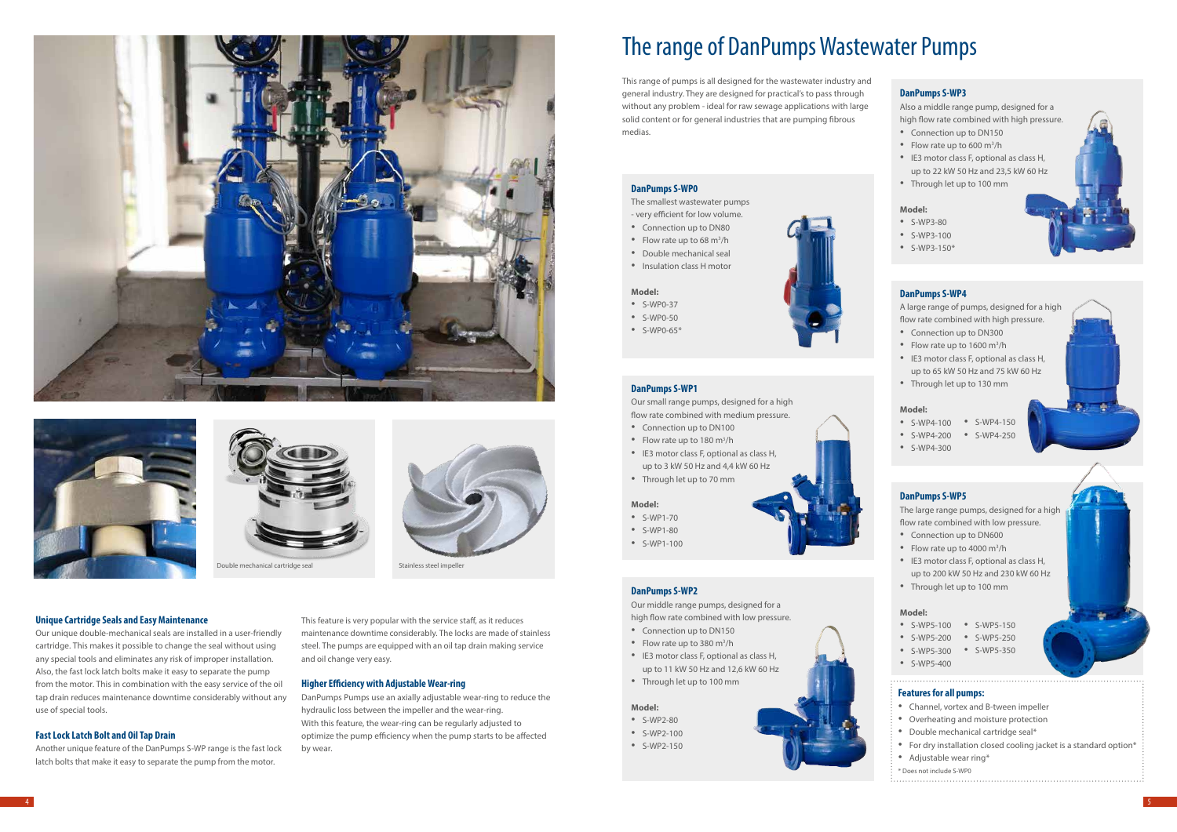Double mechanical cartridge seal

Stainless steel impeller

### Unique Cartridge Seals and Easy Maintenance

Our unique double-mechanical seals are installed in a user-friendly cartridge. This makes it possible to change the seal without using any special tools and eliminates any risk of improper installation. Also, the fast lock latch bolts make it easy to separate the pump from the motor. This in combination with the easy service of the oil tap drain reduces maintenance downtime considerably without any use of special tools.

### Fast Lock Latch Bolt and Oil Tap Drain

Another unique feature of the DanPumps S-WP range is the fast lock latch bolts that make it easy to separate the pump from the motor.

This feature is very popular with the service staff, as it reduces maintenance downtime considerably. The locks are made of stainless steel. The pumps are equipped with an oil tap drain making service and oil change very easy.

### Higher Efficiency with Adjustable Wear-ring

DanPumps Pumps use an axially adjustable wear-ring to reduce the hydraulic loss between the impeller and the wear-ring. With this feature, the wear-ring can be regularly adjusted to optimize the pump efficiency when the pump starts to be affected by wear.

# The range of DanPumps Wastewater Pumps

This range of pumps is all designed for the wastewater industry and general industry. They are designed for practical's to pass through without any problem - ideal for raw sewage applications with large solid content or for general industries that are pumping fibrous medias.

### DanPumps S-WP0

The smallest wastewater pumps - very efficient for low volume.

- Connection up to DN80
- Flow rate up to 68 m³/h
- Double mechanical seal
- Insulation class H motor

**Model:**

- S-WP0-37
- S-WP0-50
- S-WP0-65*

### DanPumps S-WP1

Our small range pumps, designed for a high flow rate combined with medium pressure.

- Connection up to DN100
- Flow rate up to 180 m³/h
- IE3 motor class F, optional as class H, up to 3 kW 50 Hz and 4,4 kW 60 Hz
- Through let up to 70 mm

**Model:**

- S-WP1-70
- S-WP1-80
- S-WP1-100

### DanPumps S-WP2

Our middle range pumps, designed for a high flow rate combined with low pressure.

- Connection up to DN150
- Flow rate up to 380 m³/h
- IE3 motor class F, optional as class H, up to 11 kW 50 Hz and 12,6 kW 60 Hz
- Through let up to 100 mm

**Model:**

- S-WP2-80
- S-WP2-100
- S-WP2-150

### DanPumps S-WP3

Also a middle range pump, designed for a high flow rate combined with high pressure.

- Connection up to DN150
- Flow rate up to 600 m³/h
- IE3 motor class F, optional as class H, up to 22 kW 50 Hz and 23,5 kW 60 Hz
- Through let up to 100 mm

**Model:**

- S-WP3-80
- S-WP3-100
- S-WP3-150*

### DanPumps S-WP4

A large range of pumps, designed for a high flow rate combined with high pressure.

- Connection up to DN300
- Flow rate up to 1600 m³/h
- IE3 motor class F, optional as class H, up to 65 kW 50 Hz and 75 kW 60 Hz
- Through let up to 130 mm

**Model:**

- S-WP4-100
- S-WP4-150
- S-WP4-200
- S-WP4-250
- S-WP4-300

### DanPumps S-WP5

The large range pumps, designed for a high flow rate combined with low pressure.

- Connection up to DN600
- Flow rate up to 4000 m³/h
- IE3 motor class F, optional as class H, up to 200 kW 50 Hz and 230 kW 60 Hz
- Through let up to 100 mm

**Model:**

- S-WP5-100
- S-WP5-150
- S-WP5-200
- S-WP5-250
- S-WP5-300
- S-WP5-350
- S-WP5-400

### Features for all pumps:

- Channel, vortex and B-tween impeller
- Overheating and moisture protection
- Double mechanical cartridge seal*
- For dry installation closed cooling jacket is a standard option*
- Adjustable wear ring*

\* Does not include S-WP0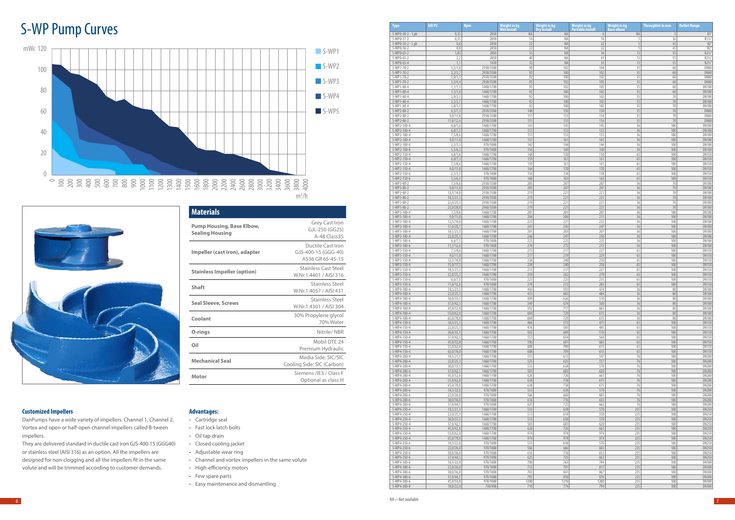# S-WP Pump Curves

mWc 120 / 100 / 80 / 60 / 40 / 20 / 0

m³/h: 0 100 200 300 400 500 600 700 800 900 1000 1100 1200 1300 1400 1500 1600 1800 2000 2200 2400 2600 2800 3000 3200 3400 3600 3800 4000

S-WP1, S-WP2, S-WP3, S-WP4, S-WP5

## Materials

| Materials | |
|---|---|
| **Pump Housing, Base Elbow, Sealing Housing** | Grey Cast Iron GJL-250 (GG25) A-48 Class35 |
| **Impeller (cast iron), adapter** | Ductile Cast Iron GJS-400-15 (GGG-40) A536 GR 65-45-15 |
| **Stainless Impeller (option)** | Stainless Cast Steel W.Nr.1.4401 / AISI 316 |
| **Shaft** | Stainless Steel W.Nr.1.4057 / AISI 431 |
| **Seal Sleeve, Screws** | Stainless Steel W.Nr.1.4301 / AISI 304 |
| **Coolant** | 30% Propylene glycol 70% Water |
| **O-rings** | Nitrile/ NBR |
| **Oil** | Mobil DTE 24 Premium Hydraulic |
| **Mechanical Seal** | Media Side: SIC/SIC Cooling Side: SIC (Carbon) |
| **Motor** | Siemens /IE3 / Class F Optional as class H |

### Customized Impellers

DanPumps have a wide variety of impellers. Channel 1, Channel 2, Vortex and open or half-open channel impellers called B-tween impellers.

They are delivered standard in ductile cast iron GJS-400-15 (GGG40) or stainless steel (AISI 316) as an option. All the impellers are designed for non-clogging and all the impellers fit in the same volute and will be trimmed according to customer demands.

### Advantages:

- Cartridge seal
- Fast lock latch bolts
- Oil tap drain
- Closed cooling jacket
- Adjustable wear ring
- Channel and vortex impellers in the same volute
- High-efficiency motors
- Few spare parts
- Easy maintenance and dismantling

| Type | kW P2 | Rpm | Weight in kg Wet install | Weight in kg Dry install | Weight in kg Portable install | Weight in kg Base elbow | Throughlet in mm | Outlet flange |
|---|---|---|---|---|---|---|---|---|
| S-WP0-30-2 - 1.ph | 0,35 | 2850 | NA | NA | 6 | NA | 5 | R1" |
| S-WP0-37-2 | 0,55 | 2850 | 14 | NA | 14 | 5 | 36 | R1½" |
| S-WP0-50-2 - 1.ph | 0,8 | 2850 | 22 | NA | 22 | 5 | 45 | R2" |
| S-WP0-50-2 | 0,8 | 2850 | 22 | NA | 22 | 5 | 45 | R2" |
| S-WP0-65-2 | 1,85 | 2850 | 33 | NA | 34 | 13 | 55 | R2½" |
| S-WP0-65-2 | 2,2 | 2850 | 40 | NA | 41 | 13 | 55 | R2½" |
| S-WP0-65-4 | 1,1 | 1430 | 32 | NA | 33 | 13 | 55 | R2½" |
| S-WP1-70-2 | 1,5/1,8 | 2930/3500 | 90 | 102 | 104 | 35 | 60 | DN80 |
| S-WP1-70-2 | 2,2/2,7 | 2930/3500 | 92 | 100 | 102 | 35 | 60 | DN80 |
| S-WP1-70-2 | 3,0/3,5 | 2930/3500 | 92 | 100 | 102 | 35 | 60 | DN80 |
| S-WP1-70-2 | 3,5/4,4 | 2930/3500 | 95 | 102 | 105 | 35 | 60 | DN80 |
| S-WP1-80-4 | 1,1/1,3 | 1460/1700 | 95 | 102 | 105 | 35 | 60 | DN100 |
| S-WP1-80-4 | 1,5/1,8 | 1460/1700 | 92 | 100 | 102 | 35 | 60 | DN100 |
| S-WP1-80-4 | 2,0/2,3 | 1460/1700 | 92 | 100 | 102 | 35 | 70 | DN100 |
| S-WP1-80-4 | 2,5/2,7 | 1460/1700 | 92 | 100 | 102 | 35 | 70 | DN100 |
| S-WP1-80-4 | 3,0/3,5 | 1460/1700 | 92 | 100 | 102 | 35 | 70 | DN100 |
| S-WP2-80-2 | 6,5/7,3 | 2930/3500 | 148 | 150 | 150 | 35 | 70 | DN80 |
| S-WP2-80-2 | 9,0/11,0 | 2930/3500 | 151 | 153 | 154 | 35 | 70 | DN80 |
| S-WP2-80-2 | 11,0/12,6 | 2930/3500 | 151 | 153 | 154 | 35 | 70 | DN80 |
| S-WP2-100-4 | 4,0/5,6 | 1460/1700 | 143 | 145 | 145 | 36 | 100 | DN100 |
| S-WP2-100-4 | 6,0/7,3 | 1460/1700 | 151 | 153 | 153 | 36 | 100 | DN100 |
| S-WP2-100-4 | 7,5/8,6 | 1460/1700 | 151 | 153 | 153 | 36 | 100 | DN100 |
| S-WP2-100-4 | 9,0/11,0 | 1460/1700 | 157 | 161 | 161 | 36 | 100 | DN100 |
| S-WP2-100-6 | 2,5/3,3 | 970/1000 | 142 | 144 | 144 | 36 | 100 | DN100 |
| S-WP2-100-6 | 5,5/6,3 | 970/1000 | 156 | 160 | 160 | 36 | 100 | DN100 |
| S-WP2-150-4 | 4,0/5,6 | 1460/1700 | 148 | 150 | 150 | 65 | 100 | DN150 |
| S-WP2-150-4 | 6,0/7,3 | 1460/1700 | 159 | 161 | 161 | 65 | 100 | DN150 |
| S-WP2-150-4 | 7,5/8,6 | 1460/1700 | 159 | 161 | 161 | 65 | 100 | DN150 |
| S-WP2-150-4 | 9,0/11,0 | 1460/1700 | 164 | 170 | 170 | 65 | 100 | DN150 |
| S-WP2-150-6 | 2,5/3,3 | 970/1000 | 156 | 158 | 158 | 65 | 100 | DN150 |
| S-WP2-150-6 | 5,5/6,3 | 970/1000 | 160 | 163 | 163 | 65 | 100 | DN150 |
| S-WP3-80-2 | 7,5/8,6 | 2930/3500 | 205 | 207 | 207 | 36 | 70 | DN100 |
| S-WP3-80-2 | 9,0/11,0 | 2930/3500 | 205 | 207 | 207 | 36 | 70 | DN100 |
| S-WP3-80-2 | 12,5/14,0 | 2930/3500 | 219 | 221 | 221 | 36 | 70 | DN100 |
| S-WP3-80-2 | 18,5/21,3 | 2930/3500 | 219 | 221 | 221 | 36 | 70 | DN100 |
| S-WP3-80-2 | 22,0/25,3 | 2930/3500 | 219 | 221 | 221 | 36 | 70 | DN100 |
| S-WP3-80-2 | 25,0/28,0 | 2960/3500 | 219 | 221 | 221 | 36 | 70 | DN100 |
| S-WP3-100-4 | 7,5/8,6 | 1460/1700 | 201 | 203 | 207 | 36 | 100 | DN100 |
| S-WP3-100-4 | 9,0/11,0 | 1460/1700 | 204 | 206 | 211 | 36 | 100 | DN100 |
| S-WP3-100-4 | 12,5/14,0 | 1460/1700 | 225 | 227 | 232 | 36 | 100 | DN100 |
| S-WP3-100-4 | 17,0/20,1 | 1460/1700 | 241 | 243 | 247 | 36 | 100 | DN100 |
| S-WP3-100-4 | 18,5/21,3 | 1460/1700 | 201 | 203 | 207 | 36 | 100 | DN100 |
| S-WP3-100-4 | 22,0/25,3 | 1460/1700 | 246 | 247 | 250 | 36 | 100 | DN100 |
| S-WP3-100-6 | 6,6/7,5 | 970/1000 | 223 | 225 | 225 | 36 | 100 | DN100 |
| S-WP3-100-6 | 11,0/12,6 | 970/1000 | 270 | 272 | 272 | 36 | 100 | DN100 |
| S-WP3-150-4 | 7,5/8,6 | 1460/1700 | 215 | 217 | 227 | 65 | 100 | DN150 |
| S-WP3-150-4 | 9,0/11,0 | 1460/1700 | 217 | 219 | 229 | 65 | 100 | DN150 |
| S-WP3-150-4 | 12,5/14,0 | 1460/1700 | 238 | 240 | 250 | 65 | 100 | DN150 |
| S-WP3-150-4 | 15,0/17,5 | 1460/1700 | 238 | 240 | 250 | 65 | 100 | DN150 |
| S-WP3-150-4 | 18,5/21,3 | 1460/1700 | 215 | 217 | 227 | 65 | 100 | DN150 |
| S-WP3-150-4 | 22,0/25,3 | 1460/1700 | 259 | 262 | 270 | 65 | 100 | DN150 |
| S-WP3-150-6 | 6,6/7,5 | 970/1000 | 223 | 225 | 235 | 65 | 100 | DN150 |
| S-WP3-150-6 | 11,0/12,6 | 970/1000 | 270 | 272 | 282 | 65 | 100 | DN150 |
| S-WP4-100-4 | 18,5/21,3 | 1460/1700 | 443 | 593 | 474 | 36 | 80 | DN100 |
| S-WP4-100-4 | 22,0/25,3 | 1460/1700 | 453 | 603 | 484 | 36 | 80 | DN100 |
| S-WP4-100-4 | 30,0/33,5 | 1460/1700 | 499 | 626 | 510 | 36 | 80 | DN100 |
| S-WP4-100-4 | 37,0/42,5 | 1460/1700 | 549 | 674 | 560 | 36 | 80 | DN100 |
| S-WP4-100-4 | 45,0/52,0 | 1460/1700 | 592 | 717 | 603 | 36 | 80 | DN100 |
| S-WP4-100-4 | 55,0/62,0 | 1460/1700 | 604 | 729 | 615 | 36 | 80 | DN100 |
| S-WP4-100-4 | 65,0/78,0 | 1460/1700 | 604 | 729 | 615 | 36 | 80 | DN100 |
| S-WP4-150-4 | 18,5/21,3 | 1460/1700 | 466 | 573 | 475 | 65 | 100 | DN150 |
| S-WP4-150-4 | 22,0/25,3 | 1460/1700 | 476 | 583 | 485 | 65 | 100 | DN150 |
| S-WP4-150-4 | 30,0/33,5 | 1460/1700 | 502 | 609 | 510 | 65 | 100 | DN150 |
| S-WP4-150-4 | 37,0/42,5 | 1460/1700 | 553 | 654 | 560 | 65 | 100 | DN150 |
| S-WP4-150-4 | 45,0/52,0 | 1460/1700 | 596 | 697 | 603 | 65 | 100 | DN150 |
| S-WP4-150-4 | 55,0/62,0 | 1460/1700 | 608 | 709 | 615 | 65 | 100 | DN150 |
| S-WP4-150-4 | 65,0/78,0 | 1460/1700 | 608 | 709 | 615 | 65 | 100 | DN150 |
| S-WP4-200-4 | 18,5/21,3 | 1460/1700 | 515 | 615 | 547 | 76 | 100 | DN200 |
| S-WP4-200-4 | 22,0/25,3 | 1460/1700 | 525 | 625 | 557 | 76 | 100 | DN200 |
| S-WP4-200-4 | 30,0/33,5 | 1460/1700 | 533 | 638 | 570 | 76 | 100 | DN200 |
| S-WP4-200-4 | 37,0/42,5 | 1460/1700 | 583 | 683 | 620 | 76 | 100 | DN200 |
| S-WP4-200-4 | 45,0/52,0 | 1460/1700 | 626 | 726 | 663 | 76 | 100 | DN200 |
| S-WP4-200-4 | 55,0/62,0 | 1460/1700 | 638 | 738 | 675 | 76 | 100 | DN200 |
| S-WP4-200-4 | 65,0/78,0 | 1460/1700 | 638 | 738 | 675 | 76 | 100 | DN200 |
| S-WP4-200-6 | 18,5/22,0 | 970/1000 | 533 | 638 | 570 | 76 | 100 | DN200 |
| S-WP4-200-6 | 22,0/26,0 | 970/1000 | 566 | 666 | 603 | 76 | 100 | DN200 |
| S-WP4-200-6 | 30,0/36,0 | 970/1000 | 616 | 716 | 653 | 76 | 100 | DN200 |
| S-WP4-200-6 | 37,0/44,5 | 970/1000 | 625 | 725 | 662 | 76 | 100 | DN200 |
| S-WP4-250-4 | 18,5/21,3 | 1460/1700 | 533 | 638 | 570 | 235 | 100 | DN250 |
| S-WP4-250-4 | 22,0/25,3 | 1460/1700 | 513 | 618 | 550 | 235 | 100 | DN250 |
| S-WP4-250-4 | 30,0/33,5 | 1460/1700 | 533 | 638 | 570 | 235 | 100 | DN250 |
| S-WP4-250-4 | 37,0/42,5 | 1460/1700 | 583 | 683 | 620 | 235 | 100 | DN250 |
| S-WP4-250-4 | 45,0/42,0 | 1460/1700 | 626 | 726 | 663 | 235 | 100 | DN250 |
| S-WP4-250-4 | 55,0/62,0 | 1460/1700 | 974 | 978 | 974 | 235 | 100 | DN250 |
| S-WP4-250-4 | 65,0/78,0 | 1460/1700 | 974 | 978 | 974 | 235 | 100 | DN250 |
| S-WP4-250-6 | 18,5/22,0 | 970/1000 | 533 | 638 | 570 | 235 | 100 | DN250 |
| S-WP4-250-6 | 22,0/26,0 | 970/1000 | 566 | 666 | 603 | 235 | 100 | DN250 |
| S-WP4-250-6 | 30,0/36,0 | 970/1000 | 616 | 716 | 653 | 235 | 100 | DN250 |
| S-WP4-250-6 | 37,0/44,5 | 970/1000 | 625 | 725 | 662 | 235 | 100 | DN250 |
| S-WP4-300-6 | 18,5/22,0 | 970/1000 | 700 | 763 | 784 | 235 | 100 | DN300 |
| S-WP4-300-6 | 22,0/26,0 | 970/1000 | 733 | 791 | 817 | 235 | 100 | DN300 |
| S-WP4-300-6 | 30,0/36,0 | 970/1000 | 783 | 841 | 867 | 235 | 100 | DN300 |
| S-WP4-300-6 | 37,0/44,5 | 970/1000 | 792 | 850 | 876 | 235 | 100 | DN300 |
| S-WP4-300-6 | 45,0/54,0 | 970/1000 | 1200 | 1210 | 1200 | 235 | 100 | DN300 |
| S-WP4-300-8 | 18,0/22,0 | 730/900 | 710 | 774 | 794 | 235 | 100 | DN300 |

NA = Not available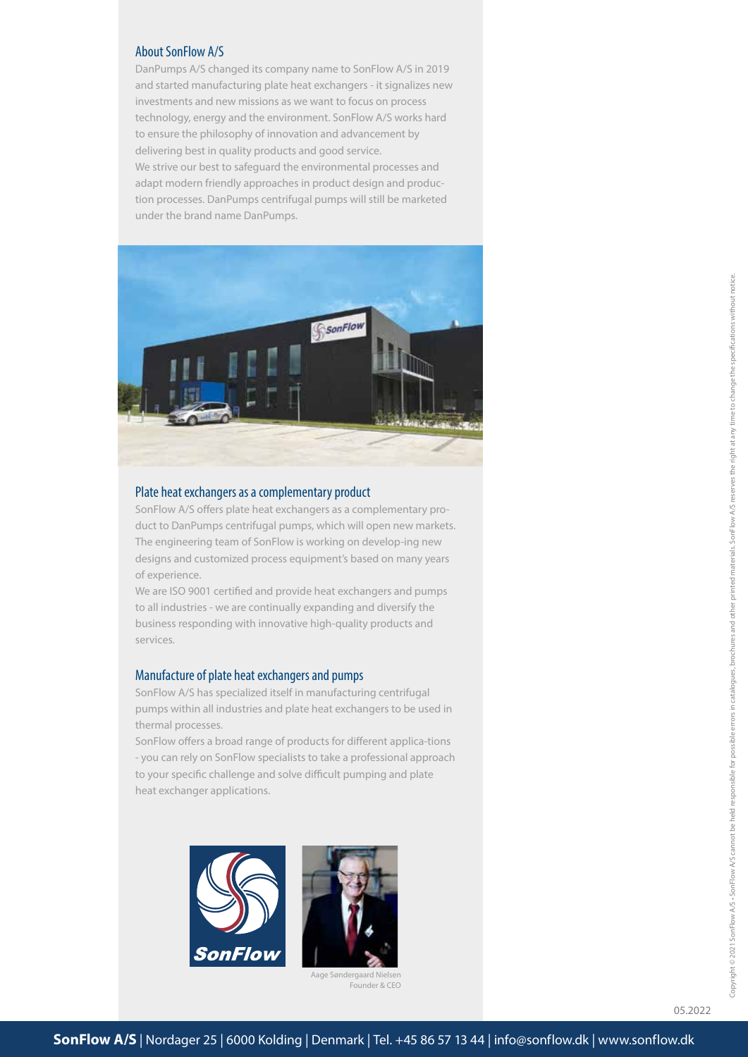## About SonFlow A/S

DanPumps A/S changed its company name to SonFlow A/S in 2019 and started manufacturing plate heat exchangers - it signalizes new investments and new missions as we want to focus on process technology, energy and the environment. SonFlow A/S works hard to ensure the philosophy of innovation and advancement by delivering best in quality products and good service.
We strive our best to safeguard the environmental processes and adapt modern friendly approaches in product design and production processes. DanPumps centrifugal pumps will still be marketed under the brand name DanPumps.

## Plate heat exchangers as a complementary product

SonFlow A/S offers plate heat exchangers as a complementary product to DanPumps centrifugal pumps, which will open new markets. The engineering team of SonFlow is working on develop-ing new designs and customized process equipment's based on many years of experience.
We are ISO 9001 certified and provide heat exchangers and pumps to all industries - we are continually expanding and diversify the business responding with innovative high-quality products and services.

## Manufacture of plate heat exchangers and pumps

SonFlow A/S has specialized itself in manufacturing centrifugal pumps within all industries and plate heat exchangers to be used in thermal processes.
SonFlow offers a broad range of products for different applica-tions - you can rely on SonFlow specialists to take a professional approach to your specific challenge and solve difficult pumping and plate heat exchanger applications.

Aage Søndergaard Nielsen
Founder & CEO

Copyright © 2021 SonFlow A/S • SonFlow A/S cannot be held responsible for possible errors in catalogues, brochures and other printed materials. SonFlow A/S reserves the right at any time to change the specifications without notice.

05.2022

**SonFlow A/S** | Nordager 25 | 6000 Kolding | Denmark | Tel. +45 86 57 13 44 | info@sonflow.dk | www.sonflow.dk